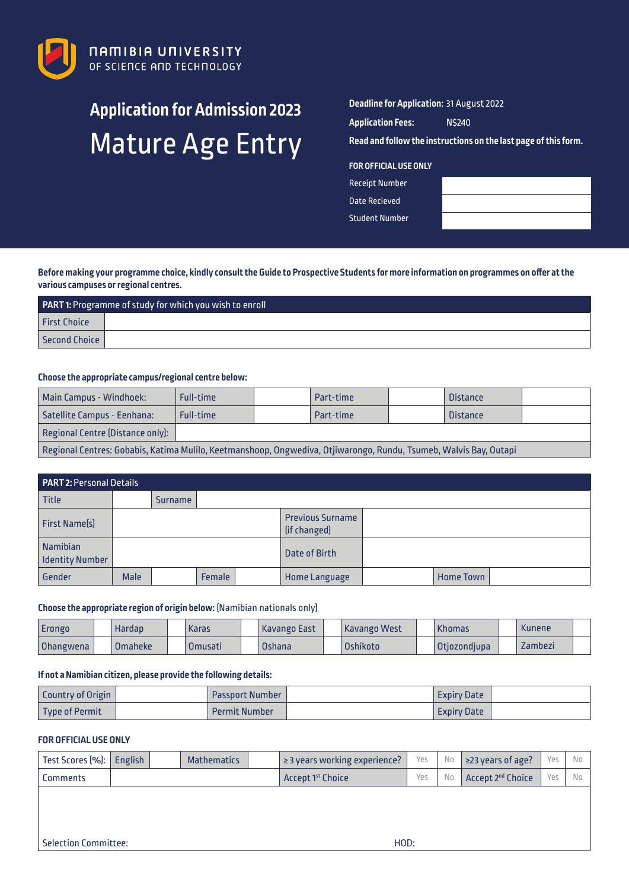NAMIBIA UNIVERSITY OF SCIENCE AND TECHNOLOGY

# Application for Admission 2023

# Mature Age Entry

**Deadline for Application:** 31 August 2022

**Application Fees:** N$240

**Read and follow the instructions on the last page of this form.**

**FOR OFFICIAL USE ONLY**

| | |
|---|---|
| Receipt Number | |
| Date Recieved | |
| Student Number | |

**Before making your programme choice, kindly consult the Guide to Prospective Students for more information on programmes on offer at the various campuses or regional centres.**

| **PART 1:** Programme of study for which you wish to enroll | |
|---|---|
| First Choice | |
| Second Choice | |

**Choose the appropriate campus/regional centre below:**

| | | | | | | |
|---|---|---|---|---|---|---|
| Main Campus - Windhoek: | Full-time | | Part-time | | Distance | |
| Satellite Campus - Eenhana: | Full-time | | Part-time | | Distance | |
| Regional Centre (Distance only): | | | | | | |
| Regional Centres: Gobabis, Katima Mulilo, Keetmanshoop, Ongwediva, Otjiwarongo, Rundu, Tsumeb, Walvis Bay, Outapi | | | | | | |

| **PART 2:** Personal Details | | | | | | | |
|---|---|---|---|---|---|---|---|
| Title | | Surname | | | | | |
| First Name(s) | | | | Previous Surname (if changed) | | | |
| Namibian Identity Number | | | | Date of Birth | | | |
| Gender | Male | | Female | | Home Language | | Home Town | |

**Choose the appropriate region of origin below:** (Namibian nationals only)

| | | | | | | | | | | | | | |
|---|---|---|---|---|---|---|---|---|---|---|---|---|---|
| Erongo | | Hardap | | Karas | | Kavango East | | Kavango West | | Khomas | | Kunene | |
| Ohangwena | | Omaheke | | Omusati | | Oshana | | Oshikoto | | Otjozondjupa | | Zambezi | |

**If not a Namibian citizen, please provide the following details:**

| | | | | | |
|---|---|---|---|---|---|
| Country of Origin | | Passport Number | | Expiry Date | |
| Type of Permit | | Permit Number | | Expiry Date | |

**FOR OFFICIAL USE ONLY**

| | | | | | | | | | |
|---|---|---|---|---|---|---|---|---|---|
| Test Scores (%): | English | | Mathematics | | ≥ 3 years working experience? | Yes | No | ≥23 years of age? | Yes | No |
| Comments | | | | | Accept 1st Choice | Yes | No | Accept 2nd Choice | Yes | No |

Selection Committee: HOD: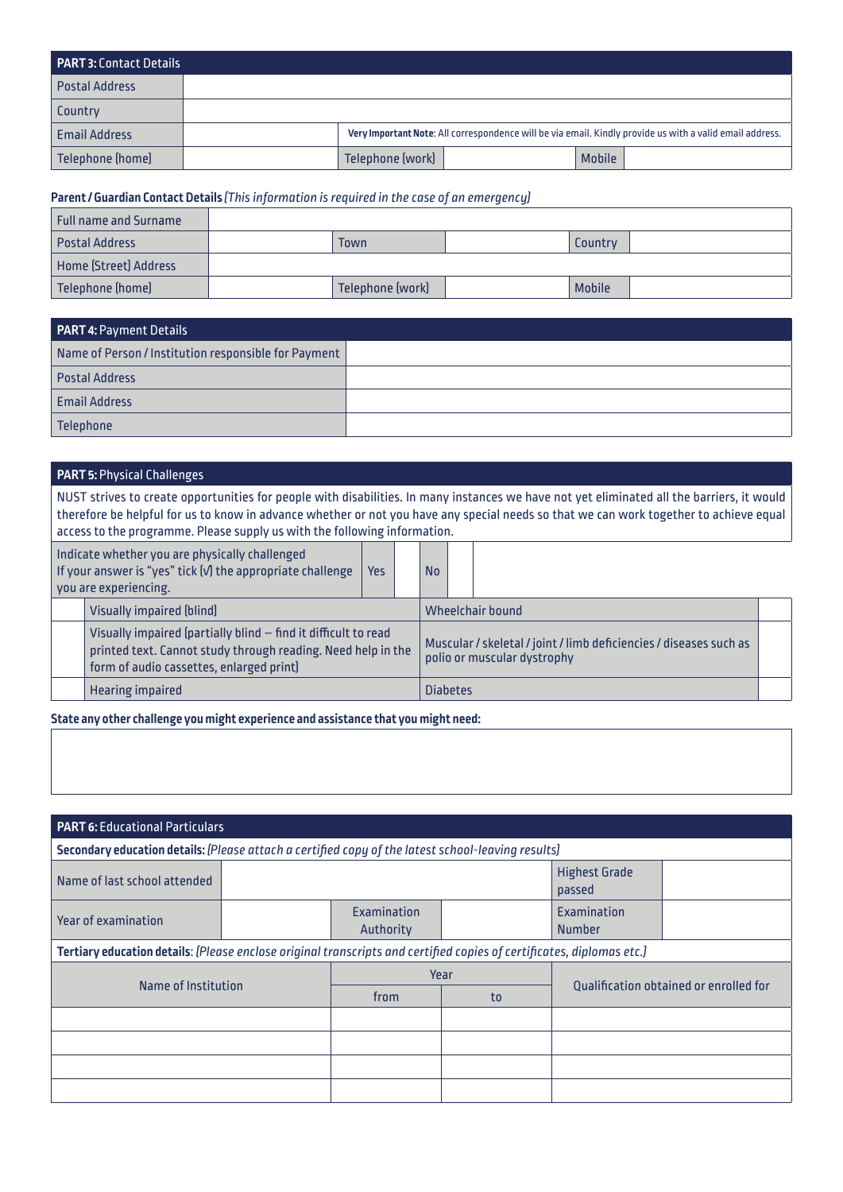| **PART 3:** Contact Details | | | | | |
|---|---|---|---|---|---|
| Postal Address | | | | | |
| Country | | | | | |
| Email Address | | **Very Important Note**: All correspondence will be via email. Kindly provide us with a valid email address. | | | |
| Telephone (home) | | Telephone (work) | | Mobile | |

**Parent / Guardian Contact Details** *(This information is required in the case of an emergency)*

| Full name and Surname | | | | | |
|---|---|---|---|---|---|
| Postal Address | | Town | | Country | |
| Home (Street) Address | | | | | |
| Telephone (home) | | Telephone (work) | | Mobile | |

| **PART 4:** Payment Details | |
|---|---|
| Name of Person / Institution responsible for Payment | |
| Postal Address | |
| Email Address | |
| Telephone | |

**PART 5:** Physical Challenges

NUST strives to create opportunities for people with disabilities. In many instances we have not yet eliminated all the barriers, it would therefore be helpful for us to know in advance whether or not you have any special needs so that we can work together to achieve equal access to the programme. Please supply us with the following information.

| Indicate whether you are physically challenged<br>If your answer is "yes" tick (√) the appropriate challenge you are experiencing. | Yes | | No | |
|---|---|---|---|---|

| | Challenge | Challenge | |
|---|---|---|---|
| | Visually impaired (blind) | Wheelchair bound | |
| | Visually impaired (partially blind – find it difficult to read printed text. Cannot study through reading. Need help in the form of audio cassettes, enlarged print) | Muscular / skeletal / joint / limb deficiencies / diseases such as polio or muscular dystrophy | |
| | Hearing impaired | Diabetes | |

**State any other challenge you might experience and assistance that you might need:**

| |
|---|
| |

**PART 6:** Educational Particulars

**Secondary education details:** *(Please attach a certified copy of the latest school-leaving results)*

| Name of last school attended | | | | Highest Grade passed | |
|---|---|---|---|---|---|
| Year of examination | | Examination Authority | | Examination Number | |

**Tertiary education details**: *(Please enclose original transcripts and certified copies of certificates, diplomas etc.)*

| Name of Institution | Year | | Qualification obtained or enrolled for |
|---|---|---|---|
| | from | to | |
| | | | |
| | | | |
| | | | |
| | | | |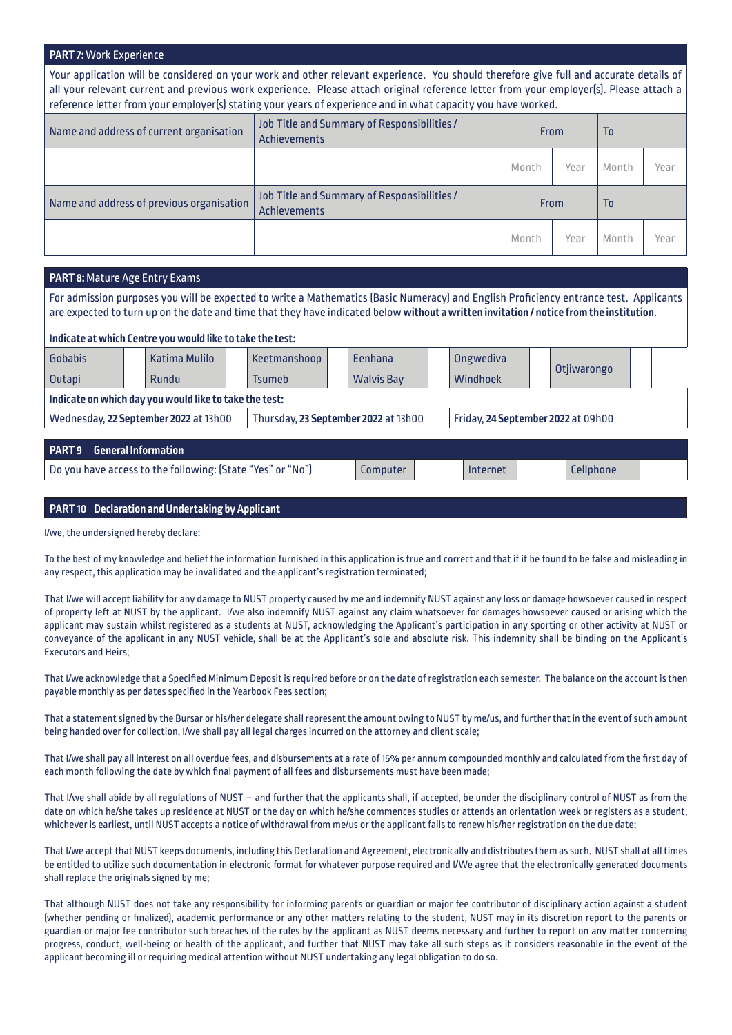## PART 7: Work Experience

Your application will be considered on your work and other relevant experience. You should therefore give full and accurate details of all your relevant current and previous work experience. Please attach original reference letter from your employer(s). Please attach a reference letter from your employer(s) stating your years of experience and in what capacity you have worked.

| Name and address of current organisation | Job Title and Summary of Responsibilities / Achievements | From | | To | |
|---|---|---|---|---|---|
| | | Month | Year | Month | Year |
| **Name and address of previous organisation** | **Job Title and Summary of Responsibilities / Achievements** | **From** | | **To** | |
| | | Month | Year | Month | Year |

## PART 8: Mature Age Entry Exams

For admission purposes you will be expected to write a Mathematics (Basic Numeracy) and English Proficiency entrance test. Applicants are expected to turn up on the date and time that they have indicated below **without a written invitation / notice from the institution**.

**Indicate at which Centre you would like to take the test:**

| | | | | | | | | | | | |
|---|---|---|---|---|---|---|---|---|---|---|---|
| Gobabis | | Katima Mulilo | | Keetmanshoop | | Eenhana | | Ongwediva | | Otjiwarongo | |
| Outapi | | Rundu | | Tsumeb | | Walvis Bay | | Windhoek | | | |

**Indicate on which day you would like to take the test:**

| | | |
|---|---|---|
| Wednesday, **22 September 2022** at 13h00 | Thursday, **23 September 2022** at 13h00 | Friday, **24 September 2022** at 09h00 |

## PART 9 General Information

| Do you have access to the following: (State "Yes" or "No") | Computer | | Internet | | Cellphone | |
|---|---|---|---|---|---|---|

## PART 10 Declaration and Undertaking by Applicant

I/we, the undersigned hereby declare:

To the best of my knowledge and belief the information furnished in this application is true and correct and that if it be found to be false and misleading in any respect, this application may be invalidated and the applicant's registration terminated;

That I/we will accept liability for any damage to NUST property caused by me and indemnify NUST against any loss or damage howsoever caused in respect of property left at NUST by the applicant. I/we also indemnify NUST against any claim whatsoever for damages howsoever caused or arising which the applicant may sustain whilst registered as a students at NUST, acknowledging the Applicant's participation in any sporting or other activity at NUST or conveyance of the applicant in any NUST vehicle, shall be at the Applicant's sole and absolute risk. This indemnity shall be binding on the Applicant's Executors and Heirs;

That I/we acknowledge that a Specified Minimum Deposit is required before or on the date of registration each semester. The balance on the account is then payable monthly as per dates specified in the Yearbook Fees section;

That a statement signed by the Bursar or his/her delegate shall represent the amount owing to NUST by me/us, and further that in the event of such amount being handed over for collection, I/we shall pay all legal charges incurred on the attorney and client scale;

That I/we shall pay all interest on all overdue fees, and disbursements at a rate of 15% per annum compounded monthly and calculated from the first day of each month following the date by which final payment of all fees and disbursements must have been made;

That I/we shall abide by all regulations of NUST – and further that the applicants shall, if accepted, be under the disciplinary control of NUST as from the date on which he/she takes up residence at NUST or the day on which he/she commences studies or attends an orientation week or registers as a student, whichever is earliest, until NUST accepts a notice of withdrawal from me/us or the applicant fails to renew his/her registration on the due date;

That I/we accept that NUST keeps documents, including this Declaration and Agreement, electronically and distributes them as such. NUST shall at all times be entitled to utilize such documentation in electronic format for whatever purpose required and I/We agree that the electronically generated documents shall replace the originals signed by me;

That although NUST does not take any responsibility for informing parents or guardian or major fee contributor of disciplinary action against a student (whether pending or finalized), academic performance or any other matters relating to the student, NUST may in its discretion report to the parents or guardian or major fee contributor such breaches of the rules by the applicant as NUST deems necessary and further to report on any matter concerning progress, conduct, well-being or health of the applicant, and further that NUST may take all such steps as it considers reasonable in the event of the applicant becoming ill or requiring medical attention without NUST undertaking any legal obligation to do so.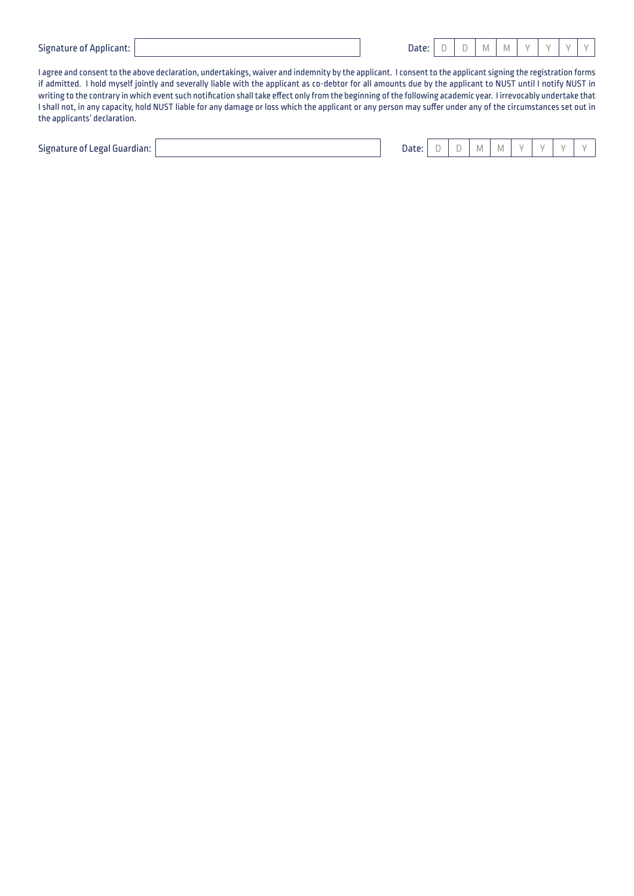Signature of Applicant: ____________________ Date: | D | D | M | M | Y | Y | Y | Y |

I agree and consent to the above declaration, undertakings, waiver and indemnity by the applicant. I consent to the applicant signing the registration forms if admitted. I hold myself jointly and severally liable with the applicant as co-debtor for all amounts due by the applicant to NUST until I notify NUST in writing to the contrary in which event such notification shall take effect only from the beginning of the following academic year. I irrevocably undertake that I shall not, in any capacity, hold NUST liable for any damage or loss which the applicant or any person may suffer under any of the circumstances set out in the applicants' declaration.

Signature of Legal Guardian: ____________________ Date: | D | D | M | M | Y | Y | Y | Y |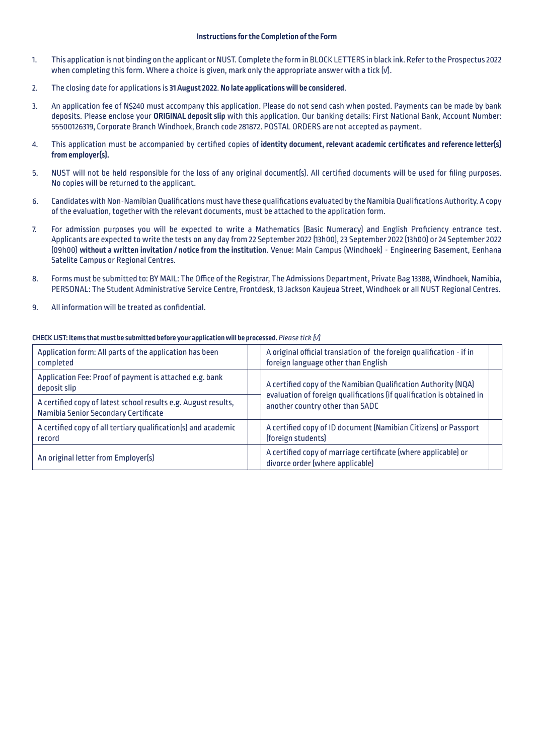### Instructions for the Completion of the Form

1. This application is not binding on the applicant or NUST. Complete the form in BLOCK LETTERS in black ink. Refer to the Prospectus 2022 when completing this form. Where a choice is given, mark only the appropriate answer with a tick (√).
2. The closing date for applications is **31 August 2022**. **No late applications will be considered**.
3. An application fee of N$240 must accompany this application. Please do not send cash when posted. Payments can be made by bank deposits. Please enclose your **ORIGINAL deposit slip** with this application. Our banking details: First National Bank, Account Number: 55500126319, Corporate Branch Windhoek, Branch code 281872. POSTAL ORDERS are not accepted as payment.
4. This application must be accompanied by certified copies of **identity document, relevant academic certificates and reference letter(s) from employer(s).**
5. NUST will not be held responsible for the loss of any original document(s). All certified documents will be used for filing purposes. No copies will be returned to the applicant.
6. Candidates with Non-Namibian Qualifications must have these qualifications evaluated by the Namibia Qualifications Authority. A copy of the evaluation, together with the relevant documents, must be attached to the application form.
7. For admission purposes you will be expected to write a Mathematics (Basic Numeracy) and English Proficiency entrance test. Applicants are expected to write the tests on any day from 22 September 2022 (13h00), 23 September 2022 (13h00) or 24 September 2022 (09h00) **without a written invitation / notice from the institution**. Venue: Main Campus (Windhoek) - Engineering Basement, Eenhana Satelite Campus or Regional Centres.
8. Forms must be submitted to: BY MAIL: The Office of the Registrar, The Admissions Department, Private Bag 13388, Windhoek, Namibia, PERSONAL: The Student Administrative Service Centre, Frontdesk, 13 Jackson Kaujeua Street, Windhoek or all NUST Regional Centres.
9. All information will be treated as confidential.

**CHECK LIST: Items that must be submitted before your application will be processed.** *Please tick (√)*

| | | | |
|---|---|---|---|
| Application form: All parts of the application has been completed | | A original official translation of the foreign qualification - if in foreign language other than English | |
| Application Fee: Proof of payment is attached e.g. bank deposit slip | | A certified copy of the Namibian Qualification Authority (NQA) evaluation of foreign qualifications (if qualification is obtained in another country other than SADC | |
| A certified copy of latest school results e.g. August results, Namibia Senior Secondary Certificate | | | |
| A certified copy of all tertiary qualification(s) and academic record | | A certified copy of ID document (Namibian Citizens) or Passport (foreign students) | |
| An original letter from Employer(s) | | A certified copy of marriage certificate (where applicable) or divorce order (where applicable) | |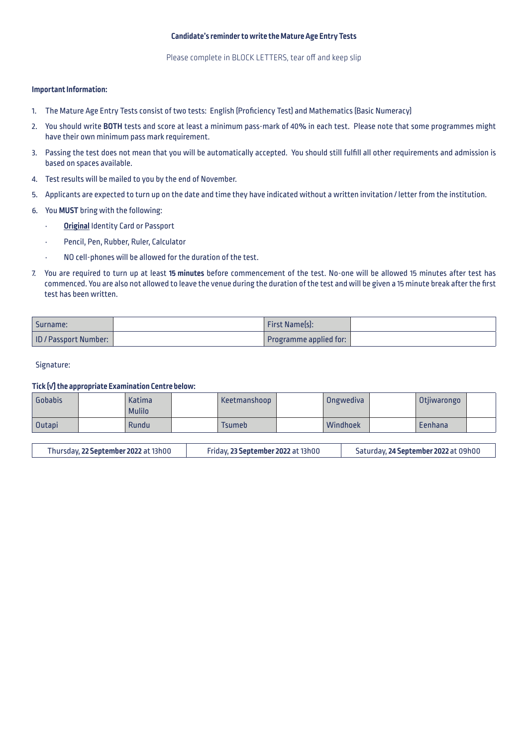**Candidate's reminder to write the Mature Age Entry Tests**

Please complete in BLOCK LETTERS, tear off and keep slip

**Important Information:**

1. The Mature Age Entry Tests consist of two tests: English (Proficiency Test) and Mathematics (Basic Numeracy)
2. You should write **BOTH** tests and score at least a minimum pass-mark of 40% in each test. Please note that some programmes might have their own minimum pass mark requirement.
3. Passing the test does not mean that you will be automatically accepted. You should still fulfill all other requirements and admission is based on spaces available.
4. Test results will be mailed to you by the end of November.
5. Applicants are expected to turn up on the date and time they have indicated without a written invitation / letter from the institution.
6. You **MUST** bring with the following:
   - **<u>Original</u>** Identity Card or Passport
   - Pencil, Pen, Rubber, Ruler, Calculator
   - NO cell-phones will be allowed for the duration of the test.
7. You are required to turn up at least **15 minutes** before commencement of the test. No-one will be allowed 15 minutes after test has commenced. You are also not allowed to leave the venue during the duration of the test and will be given a 15 minute break after the first test has been written.

| | | | |
|---|---|---|---|
| Surname: | | First Name(s): | |
| ID / Passport Number: | | Programme applied for: | |

Signature:

**Tick (√) the appropriate Examination Centre below:**

| | | | | | | | | | |
|---|---|---|---|---|---|---|---|---|---|
| Gobabis | | Katima Mulilo | | Keetmanshoop | | Ongwediva | | Otjiwarongo | |
| Outapi | | Rundu | | Tsumeb | | Windhoek | | Eenhana | |

| | | |
|---|---|---|
| Thursday, **22 September 2022** at 13h00 | Friday, **23 September 2022** at 13h00 | Saturday, **24 September 2022** at 09h00 |